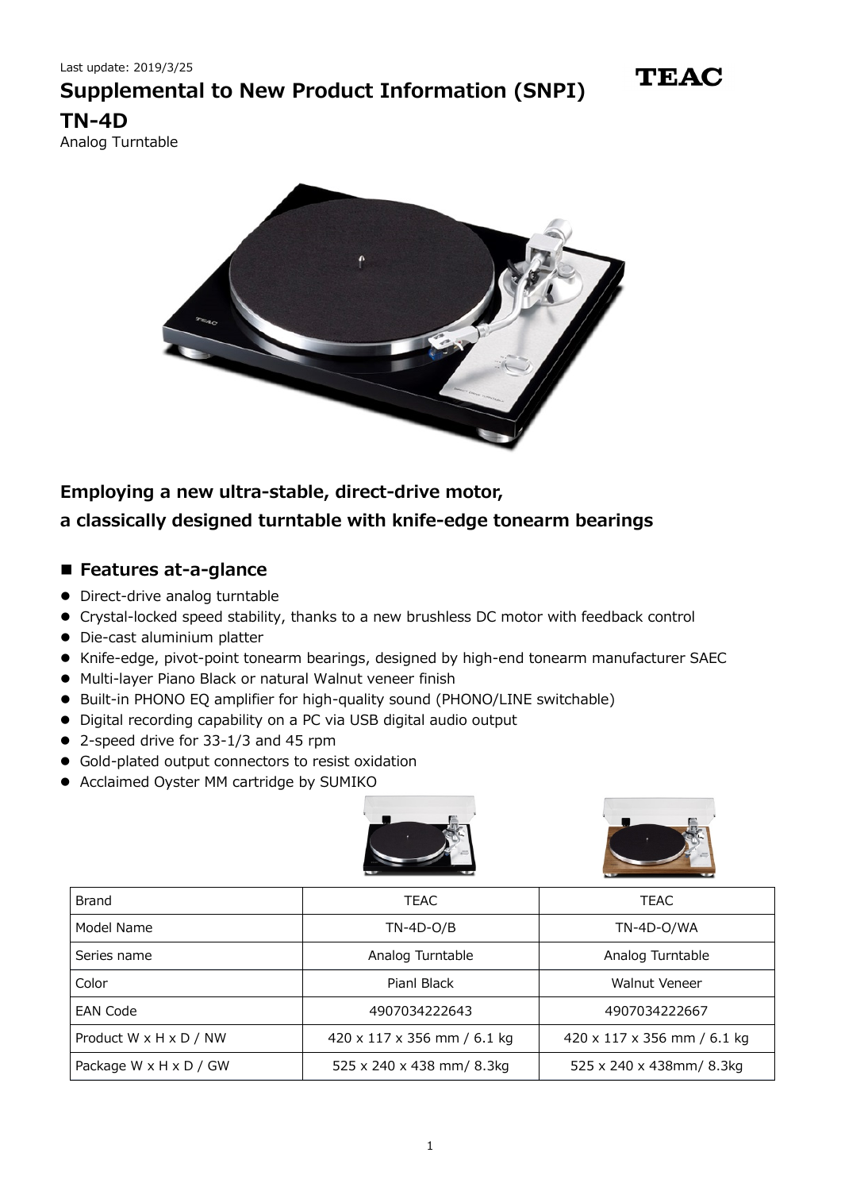Last update: 2019/3/25

# Supplemental to New Product Information (SNPI)

**TEAC**

# TN-4D

Analog Turntable

## Employing a new ultra-stable, direct-drive motor, a classically designed turntable with knife-edge tonearm bearings

## ■ Features at-a-glance

- Direct-drive analog turntable
- Crystal-locked speed stability, thanks to a new brushless DC motor with feedback control
- Die-cast aluminium platter
- Knife-edge, pivot-point tonearm bearings, designed by high-end tonearm manufacturer SAEC
- Multi-layer Piano Black or natural Walnut veneer finish
- Built-in PHONO EQ amplifier for high-quality sound (PHONO/LINE switchable)
- Digital recording capability on a PC via USB digital audio output
- 2-speed drive for 33-1/3 and 45 rpm
- Gold-plated output connectors to resist oxidation
- Acclaimed Oyster MM cartridge by SUMIKO

| Brand | TEAC | TEAC |
|---|---|---|
| Model Name | TN-4D-O/B | TN-4D-O/WA |
| Series name | Analog Turntable | Analog Turntable |
| Color | Pianl Black | Walnut Veneer |
| EAN Code | 4907034222643 | 4907034222667 |
| Product W x H x D / NW | 420 x 117 x 356 mm / 6.1 kg | 420 x 117 x 356 mm / 6.1 kg |
| Package W x H x D / GW | 525 x 240 x 438 mm/ 8.3kg | 525 x 240 x 438mm/ 8.3kg |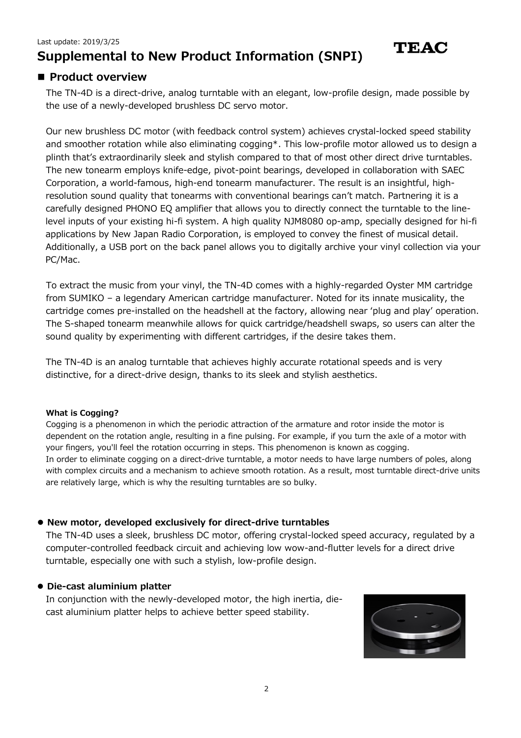Last update: 2019/3/25

# Supplemental to New Product Information (SNPI)

**TEAC**

## ■ Product overview

The TN-4D is a direct-drive, analog turntable with an elegant, low-profile design, made possible by the use of a newly-developed brushless DC servo motor.

Our new brushless DC motor (with feedback control system) achieves crystal-locked speed stability and smoother rotation while also eliminating cogging*. This low-profile motor allowed us to design a plinth that's extraordinarily sleek and stylish compared to that of most other direct drive turntables. The new tonearm employs knife-edge, pivot-point bearings, developed in collaboration with SAEC Corporation, a world-famous, high-end tonearm manufacturer. The result is an insightful, high-resolution sound quality that tonearms with conventional bearings can't match. Partnering it is a carefully designed PHONO EQ amplifier that allows you to directly connect the turntable to the line-level inputs of your existing hi-fi system. A high quality NJM8080 op-amp, specially designed for hi-fi applications by New Japan Radio Corporation, is employed to convey the finest of musical detail. Additionally, a USB port on the back panel allows you to digitally archive your vinyl collection via your PC/Mac.

To extract the music from your vinyl, the TN-4D comes with a highly-regarded Oyster MM cartridge from SUMIKO – a legendary American cartridge manufacturer. Noted for its innate musicality, the cartridge comes pre-installed on the headshell at the factory, allowing near 'plug and play' operation. The S-shaped tonearm meanwhile allows for quick cartridge/headshell swaps, so users can alter the sound quality by experimenting with different cartridges, if the desire takes them.

The TN-4D is an analog turntable that achieves highly accurate rotational speeds and is very distinctive, for a direct-drive design, thanks to its sleek and stylish aesthetics.

**What is Cogging?**

Cogging is a phenomenon in which the periodic attraction of the armature and rotor inside the motor is dependent on the rotation angle, resulting in a fine pulsing. For example, if you turn the axle of a motor with your fingers, you'll feel the rotation occurring in steps. This phenomenon is known as cogging.
In order to eliminate cogging on a direct-drive turntable, a motor needs to have large numbers of poles, along with complex circuits and a mechanism to achieve smooth rotation. As a result, most turntable direct-drive units are relatively large, which is why the resulting turntables are so bulky.

### ● New motor, developed exclusively for direct-drive turntables

The TN-4D uses a sleek, brushless DC motor, offering crystal-locked speed accuracy, regulated by a computer-controlled feedback circuit and achieving low wow-and-flutter levels for a direct drive turntable, especially one with such a stylish, low-profile design.

### ● Die-cast aluminium platter

In conjunction with the newly-developed motor, the high inertia, die-cast aluminium platter helps to achieve better speed stability.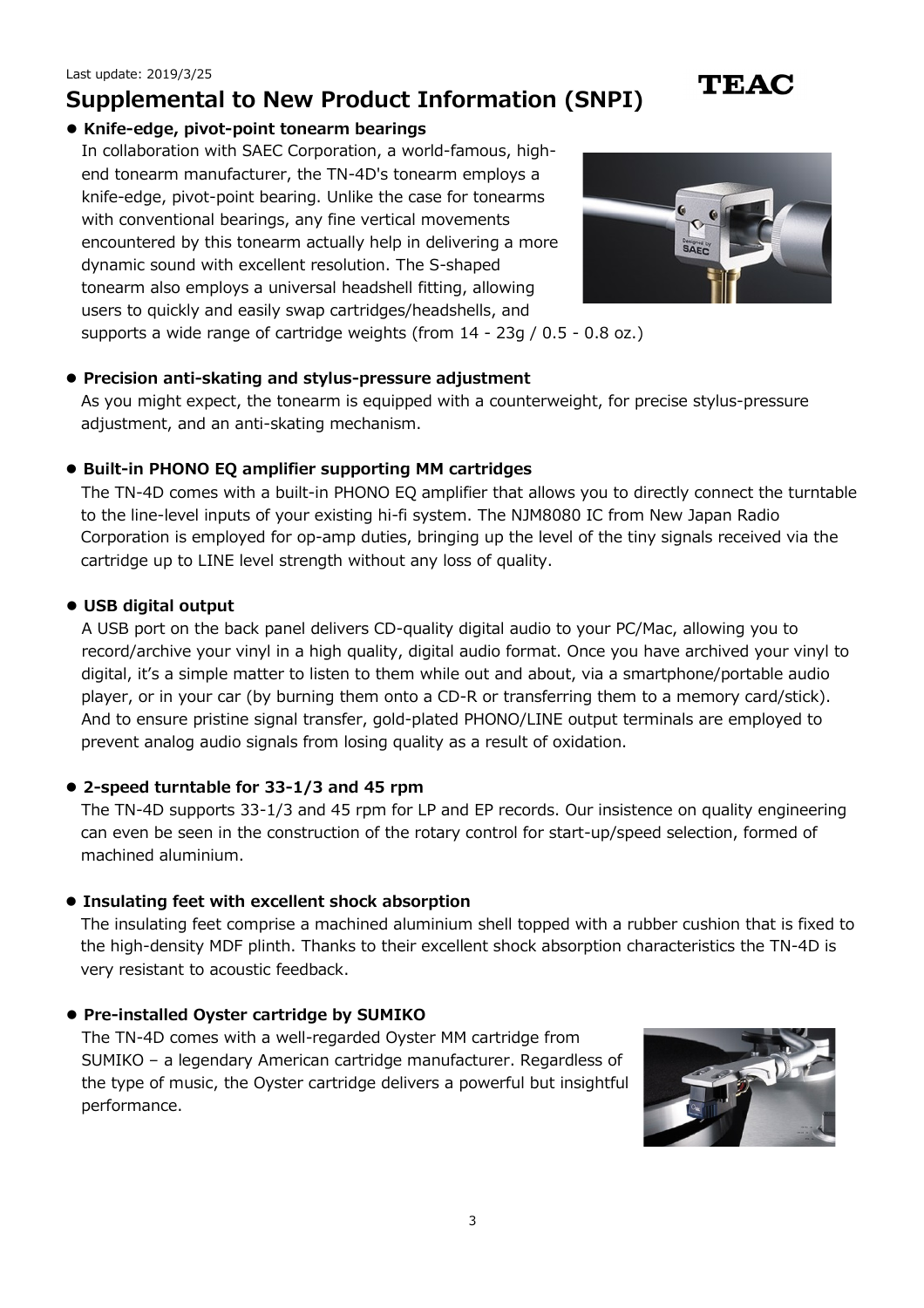Last update: 2019/3/25

# Supplemental to New Product Information (SNPI)

TEAC

- **Knife-edge, pivot-point tonearm bearings**

  In collaboration with SAEC Corporation, a world-famous, high-end tonearm manufacturer, the TN-4D's tonearm employs a knife-edge, pivot-point bearing. Unlike the case for tonearms with conventional bearings, any fine vertical movements encountered by this tonearm actually help in delivering a more dynamic sound with excellent resolution. The S-shaped tonearm also employs a universal headshell fitting, allowing users to quickly and easily swap cartridges/headshells, and supports a wide range of cartridge weights (from 14 - 23g / 0.5 - 0.8 oz.)

- **Precision anti-skating and stylus-pressure adjustment**

  As you might expect, the tonearm is equipped with a counterweight, for precise stylus-pressure adjustment, and an anti-skating mechanism.

- **Built-in PHONO EQ amplifier supporting MM cartridges**

  The TN-4D comes with a built-in PHONO EQ amplifier that allows you to directly connect the turntable to the line-level inputs of your existing hi-fi system. The NJM8080 IC from New Japan Radio Corporation is employed for op-amp duties, bringing up the level of the tiny signals received via the cartridge up to LINE level strength without any loss of quality.

- **USB digital output**

  A USB port on the back panel delivers CD-quality digital audio to your PC/Mac, allowing you to record/archive your vinyl in a high quality, digital audio format. Once you have archived your vinyl to digital, it's a simple matter to listen to them while out and about, via a smartphone/portable audio player, or in your car (by burning them onto a CD-R or transferring them to a memory card/stick). And to ensure pristine signal transfer, gold-plated PHONO/LINE output terminals are employed to prevent analog audio signals from losing quality as a result of oxidation.

- **2-speed turntable for 33-1/3 and 45 rpm**

  The TN-4D supports 33-1/3 and 45 rpm for LP and EP records. Our insistence on quality engineering can even be seen in the construction of the rotary control for start-up/speed selection, formed of machined aluminium.

- **Insulating feet with excellent shock absorption**

  The insulating feet comprise a machined aluminium shell topped with a rubber cushion that is fixed to the high-density MDF plinth. Thanks to their excellent shock absorption characteristics the TN-4D is very resistant to acoustic feedback.

- **Pre-installed Oyster cartridge by SUMIKO**

  The TN-4D comes with a well-regarded Oyster MM cartridge from SUMIKO – a legendary American cartridge manufacturer. Regardless of the type of music, the Oyster cartridge delivers a powerful but insightful performance.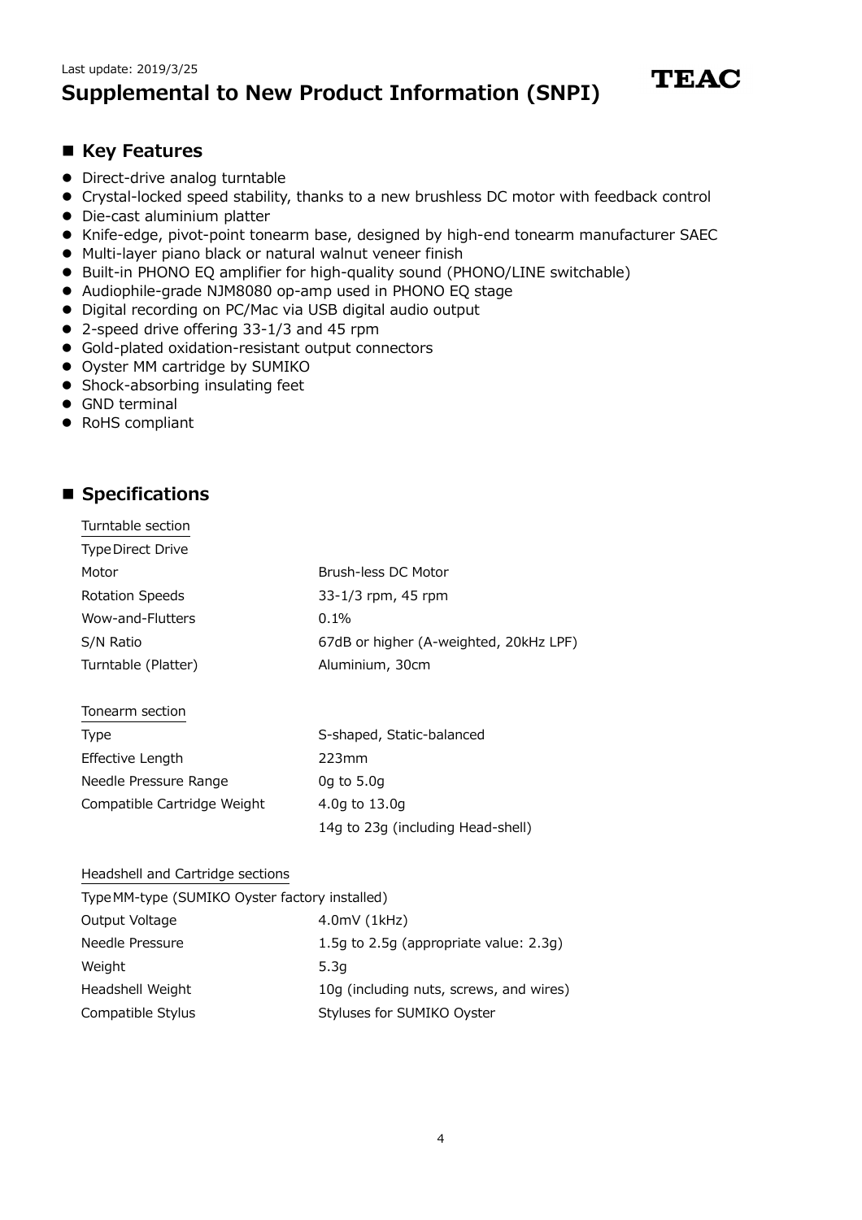Last update: 2019/3/25

# Supplemental to New Product Information (SNPI)

TEAC

## Key Features

- Direct-drive analog turntable
- Crystal-locked speed stability, thanks to a new brushless DC motor with feedback control
- Die-cast aluminium platter
- Knife-edge, pivot-point tonearm base, designed by high-end tonearm manufacturer SAEC
- Multi-layer piano black or natural walnut veneer finish
- Built-in PHONO EQ amplifier for high-quality sound (PHONO/LINE switchable)
- Audiophile-grade NJM8080 op-amp used in PHONO EQ stage
- Digital recording on PC/Mac via USB digital audio output
- 2-speed drive offering 33-1/3 and 45 rpm
- Gold-plated oxidation-resistant output connectors
- Oyster MM cartridge by SUMIKO
- Shock-absorbing insulating feet
- GND terminal
- RoHS compliant

## Specifications

Turntable section

| | |
|---|---|
| Type | Direct Drive |
| Motor | Brush-less DC Motor |
| Rotation Speeds | 33-1/3 rpm, 45 rpm |
| Wow-and-Flutters | 0.1% |
| S/N Ratio | 67dB or higher (A-weighted, 20kHz LPF) |
| Turntable (Platter) | Aluminium, 30cm |

Tonearm section

| | |
|---|---|
| Type | S-shaped, Static-balanced |
| Effective Length | 223mm |
| Needle Pressure Range | 0g to 5.0g |
| Compatible Cartridge Weight | 4.0g to 13.0g |
| | 14g to 23g (including Head-shell) |

Headshell and Cartridge sections

| | |
|---|---|
| Type | MM-type (SUMIKO Oyster factory installed) |
| Output Voltage | 4.0mV (1kHz) |
| Needle Pressure | 1.5g to 2.5g (appropriate value: 2.3g) |
| Weight | 5.3g |
| Headshell Weight | 10g (including nuts, screws, and wires) |
| Compatible Stylus | Styluses for SUMIKO Oyster |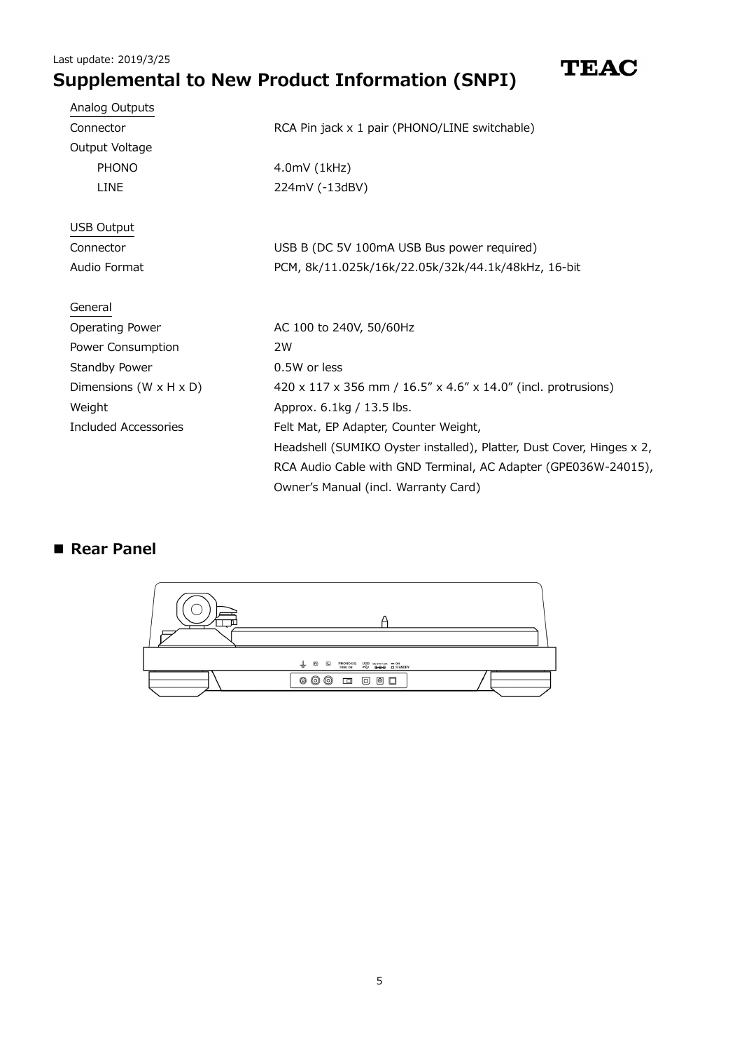Last update: 2019/3/25

# Supplemental to New Product Information (SNPI)

TEAC

| | |
|---|---|
| Analog Outputs | |
| Connector | RCA Pin jack x 1 pair (PHONO/LINE switchable) |
| Output Voltage | |
| PHONO | 4.0mV (1kHz) |
| LINE | 224mV (-13dBV) |
| | |
| USB Output | |
| Connector | USB B (DC 5V 100mA USB Bus power required) |
| Audio Format | PCM, 8k/11.025k/16k/22.05k/32k/44.1k/48kHz, 16-bit |
| | |
| General | |
| Operating Power | AC 100 to 240V, 50/60Hz |
| Power Consumption | 2W |
| Standby Power | 0.5W or less |
| Dimensions (W x H x D) | 420 x 117 x 356 mm / 16.5" x 4.6" x 14.0" (incl. protrusions) |
| Weight | Approx. 6.1kg / 13.5 lbs. |
| Included Accessories | Felt Mat, EP Adapter, Counter Weight, Headshell (SUMIKO Oyster installed), Platter, Dust Cover, Hinges x 2, RCA Audio Cable with GND Terminal, AC Adapter (GPE036W-24015), Owner's Manual (incl. Warranty Card) |

## ■ Rear Panel

R L PHONO EQ THRU ON USB DC 24V 1.5A ON STANDBY